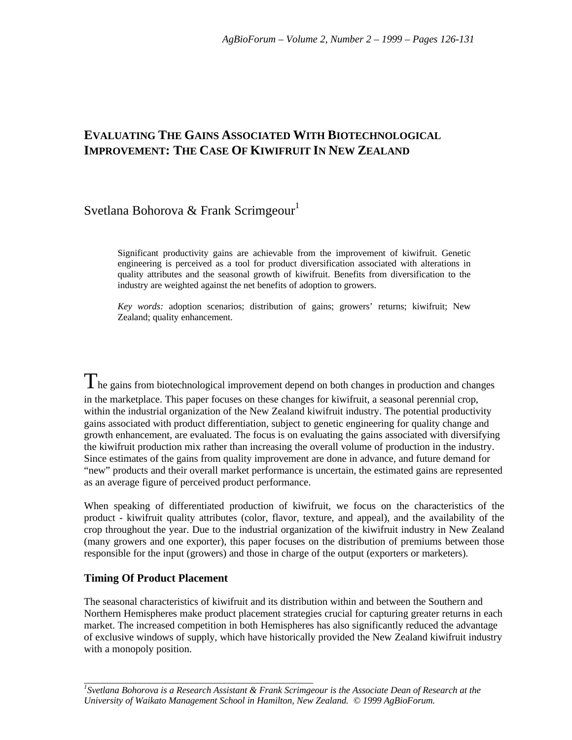# EVALUATING THE GAINS ASSOCIATED WITH BIOTECHNOLOGICAL IMPROVEMENT: THE CASE OF KIWIFRUIT IN NEW ZEALAND

Svetlana Bohorova & Frank Scrimgeour[1]

> Significant productivity gains are achievable from the improvement of kiwifruit. Genetic engineering is perceived as a tool for product diversification associated with alterations in quality attributes and the seasonal growth of kiwifruit. Benefits from diversification to the industry are weighted against the net benefits of adoption to growers.
>
> *Key words:* adoption scenarios; distribution of gains; growers' returns; kiwifruit; New Zealand; quality enhancement.

The gains from biotechnological improvement depend on both changes in production and changes in the marketplace. This paper focuses on these changes for kiwifruit, a seasonal perennial crop, within the industrial organization of the New Zealand kiwifruit industry. The potential productivity gains associated with product differentiation, subject to genetic engineering for quality change and growth enhancement, are evaluated. The focus is on evaluating the gains associated with diversifying the kiwifruit production mix rather than increasing the overall volume of production in the industry. Since estimates of the gains from quality improvement are done in advance, and future demand for "new" products and their overall market performance is uncertain, the estimated gains are represented as an average figure of perceived product performance.

When speaking of differentiated production of kiwifruit, we focus on the characteristics of the product - kiwifruit quality attributes (color, flavor, texture, and appeal), and the availability of the crop throughout the year. Due to the industrial organization of the kiwifruit industry in New Zealand (many growers and one exporter), this paper focuses on the distribution of premiums between those responsible for the input (growers) and those in charge of the output (exporters or marketers).

### Timing Of Product Placement

The seasonal characteristics of kiwifruit and its distribution within and between the Southern and Northern Hemispheres make product placement strategies crucial for capturing greater returns in each market. The increased competition in both Hemispheres has also significantly reduced the advantage of exclusive windows of supply, which have historically provided the New Zealand kiwifruit industry with a monopoly position.

---

[1] *Svetlana Bohorova is a Research Assistant & Frank Scrimgeour is the Associate Dean of Research at the University of Waikato Management School in Hamilton, New Zealand. © 1999 AgBioForum.*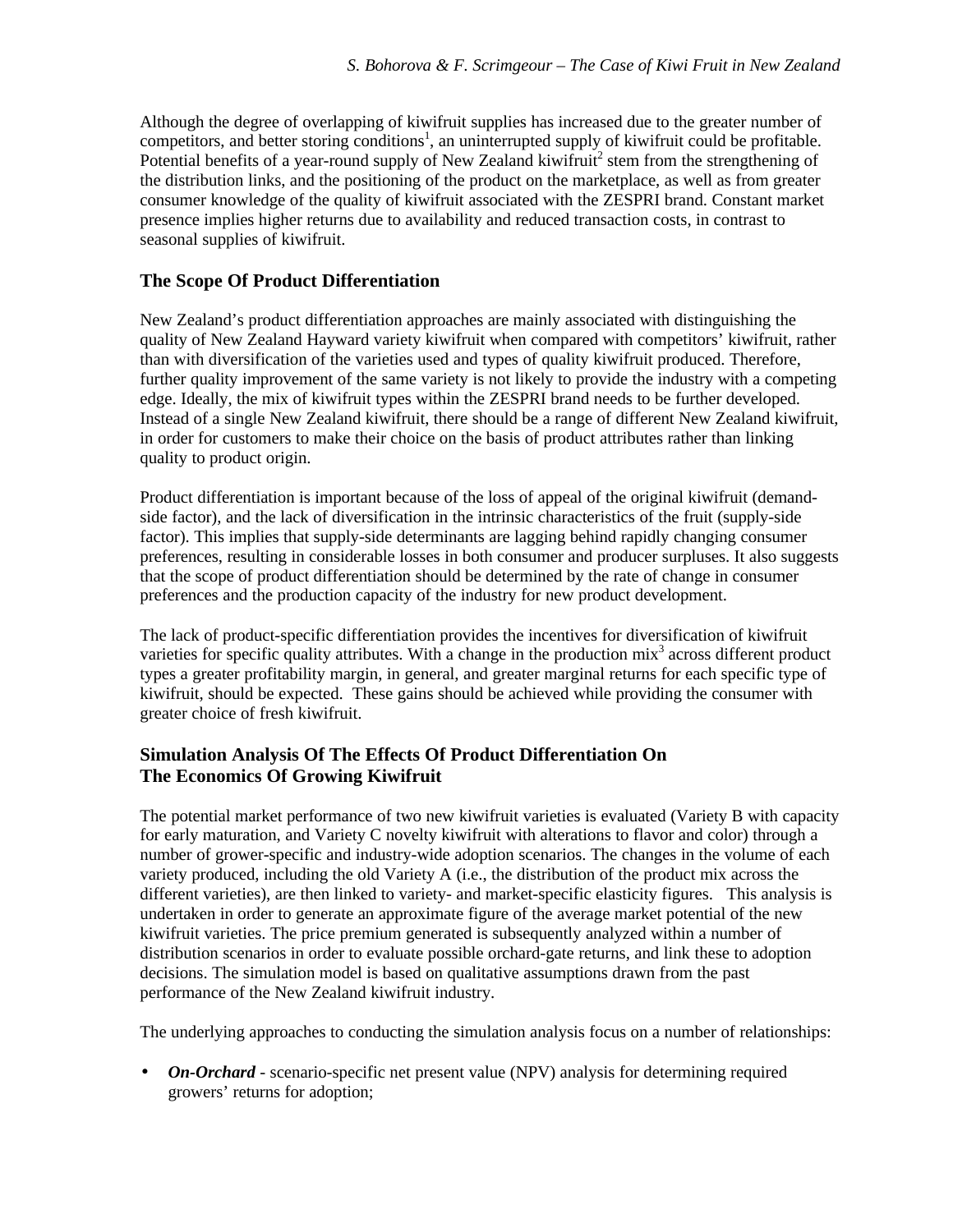Although the degree of overlapping of kiwifruit supplies has increased due to the greater number of competitors, and better storing conditions[1], an uninterrupted supply of kiwifruit could be profitable. Potential benefits of a year-round supply of New Zealand kiwifruit[2] stem from the strengthening of the distribution links, and the positioning of the product on the marketplace, as well as from greater consumer knowledge of the quality of kiwifruit associated with the ZESPRI brand. Constant market presence implies higher returns due to availability and reduced transaction costs, in contrast to seasonal supplies of kiwifruit.

## The Scope Of Product Differentiation

New Zealand's product differentiation approaches are mainly associated with distinguishing the quality of New Zealand Hayward variety kiwifruit when compared with competitors' kiwifruit, rather than with diversification of the varieties used and types of quality kiwifruit produced. Therefore, further quality improvement of the same variety is not likely to provide the industry with a competing edge. Ideally, the mix of kiwifruit types within the ZESPRI brand needs to be further developed. Instead of a single New Zealand kiwifruit, there should be a range of different New Zealand kiwifruit, in order for customers to make their choice on the basis of product attributes rather than linking quality to product origin.

Product differentiation is important because of the loss of appeal of the original kiwifruit (demand-side factor), and the lack of diversification in the intrinsic characteristics of the fruit (supply-side factor). This implies that supply-side determinants are lagging behind rapidly changing consumer preferences, resulting in considerable losses in both consumer and producer surpluses. It also suggests that the scope of product differentiation should be determined by the rate of change in consumer preferences and the production capacity of the industry for new product development.

The lack of product-specific differentiation provides the incentives for diversification of kiwifruit varieties for specific quality attributes. With a change in the production mix[3] across different product types a greater profitability margin, in general, and greater marginal returns for each specific type of kiwifruit, should be expected. These gains should be achieved while providing the consumer with greater choice of fresh kiwifruit.

## Simulation Analysis Of The Effects Of Product Differentiation On The Economics Of Growing Kiwifruit

The potential market performance of two new kiwifruit varieties is evaluated (Variety B with capacity for early maturation, and Variety C novelty kiwifruit with alterations to flavor and color) through a number of grower-specific and industry-wide adoption scenarios. The changes in the volume of each variety produced, including the old Variety A (i.e., the distribution of the product mix across the different varieties), are then linked to variety- and market-specific elasticity figures. This analysis is undertaken in order to generate an approximate figure of the average market potential of the new kiwifruit varieties. The price premium generated is subsequently analyzed within a number of distribution scenarios in order to evaluate possible orchard-gate returns, and link these to adoption decisions. The simulation model is based on qualitative assumptions drawn from the past performance of the New Zealand kiwifruit industry.

The underlying approaches to conducting the simulation analysis focus on a number of relationships:

- ***On-Orchard*** - scenario-specific net present value (NPV) analysis for determining required growers' returns for adoption;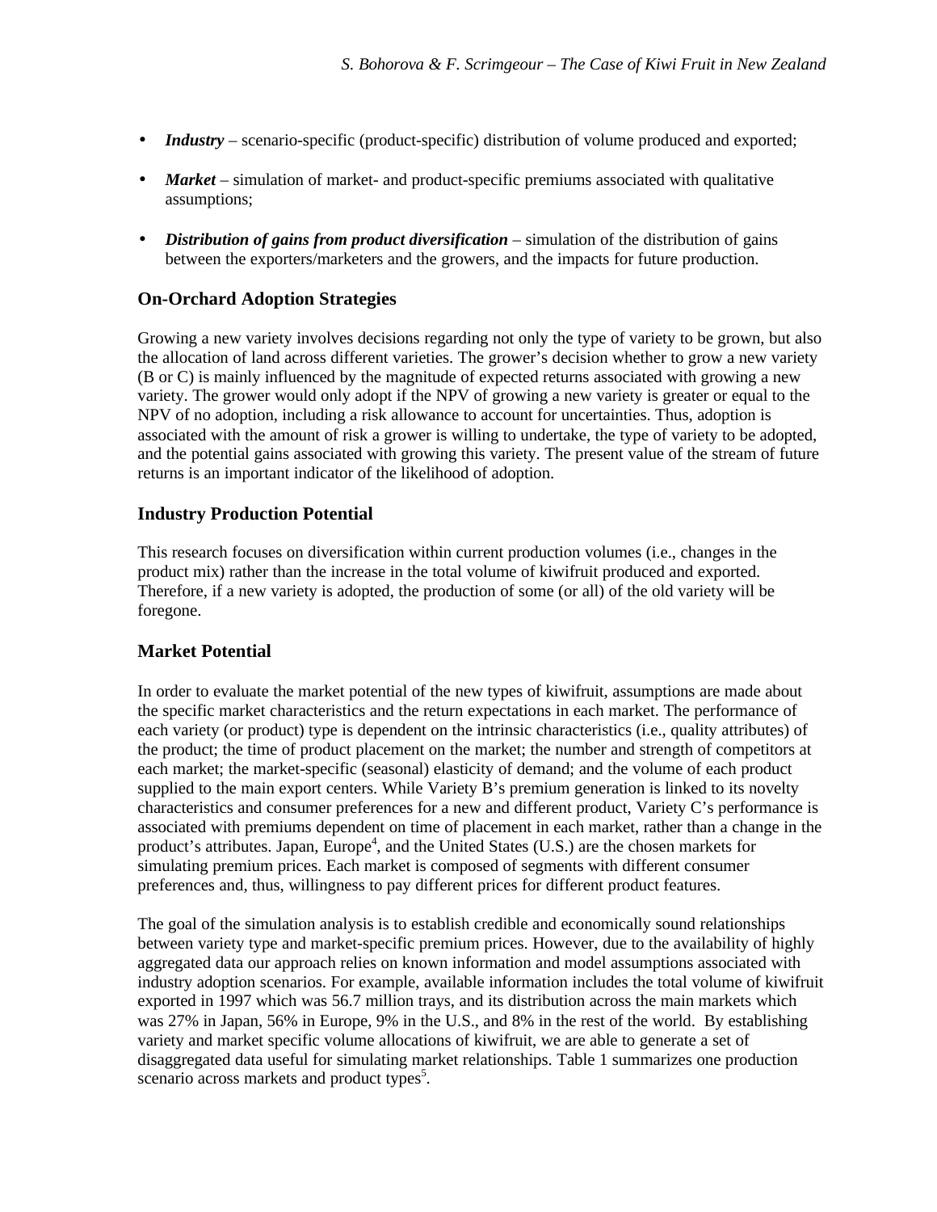- ***Industry*** – scenario-specific (product-specific) distribution of volume produced and exported;
- ***Market*** – simulation of market- and product-specific premiums associated with qualitative assumptions;
- ***Distribution of gains from product diversification*** – simulation of the distribution of gains between the exporters/marketers and the growers, and the impacts for future production.

## On-Orchard Adoption Strategies

Growing a new variety involves decisions regarding not only the type of variety to be grown, but also the allocation of land across different varieties. The grower's decision whether to grow a new variety (B or C) is mainly influenced by the magnitude of expected returns associated with growing a new variety. The grower would only adopt if the NPV of growing a new variety is greater or equal to the NPV of no adoption, including a risk allowance to account for uncertainties. Thus, adoption is associated with the amount of risk a grower is willing to undertake, the type of variety to be adopted, and the potential gains associated with growing this variety. The present value of the stream of future returns is an important indicator of the likelihood of adoption.

## Industry Production Potential

This research focuses on diversification within current production volumes (i.e., changes in the product mix) rather than the increase in the total volume of kiwifruit produced and exported. Therefore, if a new variety is adopted, the production of some (or all) of the old variety will be foregone.

## Market Potential

In order to evaluate the market potential of the new types of kiwifruit, assumptions are made about the specific market characteristics and the return expectations in each market. The performance of each variety (or product) type is dependent on the intrinsic characteristics (i.e., quality attributes) of the product; the time of product placement on the market; the number and strength of competitors at each market; the market-specific (seasonal) elasticity of demand; and the volume of each product supplied to the main export centers. While Variety B's premium generation is linked to its novelty characteristics and consumer preferences for a new and different product, Variety C's performance is associated with premiums dependent on time of placement in each market, rather than a change in the product's attributes. Japan, Europe[4], and the United States (U.S.) are the chosen markets for simulating premium prices. Each market is composed of segments with different consumer preferences and, thus, willingness to pay different prices for different product features.

The goal of the simulation analysis is to establish credible and economically sound relationships between variety type and market-specific premium prices. However, due to the availability of highly aggregated data our approach relies on known information and model assumptions associated with industry adoption scenarios. For example, available information includes the total volume of kiwifruit exported in 1997 which was 56.7 million trays, and its distribution across the main markets which was 27% in Japan, 56% in Europe, 9% in the U.S., and 8% in the rest of the world. By establishing variety and market specific volume allocations of kiwifruit, we are able to generate a set of disaggregated data useful for simulating market relationships. Table 1 summarizes one production scenario across markets and product types[5].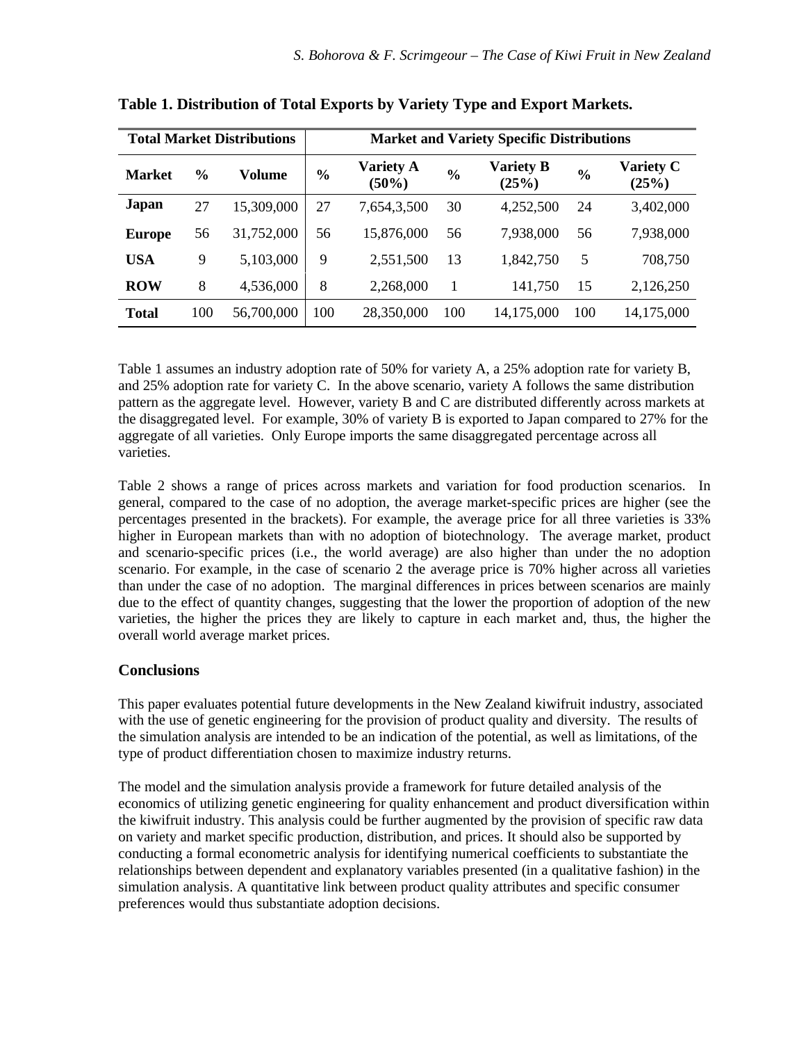**Table 1. Distribution of Total Exports by Variety Type and Export Markets.**

| Total Market Distributions | | | Market and Variety Specific Distributions | | | | | |
|---|---|---|---|---|---|---|---|---|
| **Market** | **%** | **Volume** | **%** | **Variety A (50%)** | **%** | **Variety B (25%)** | **%** | **Variety C (25%)** |
| **Japan** | 27 | 15,309,000 | 27 | 7,654,3,500 | 30 | 4,252,500 | 24 | 3,402,000 |
| **Europe** | 56 | 31,752,000 | 56 | 15,876,000 | 56 | 7,938,000 | 56 | 7,938,000 |
| **USA** | 9 | 5,103,000 | 9 | 2,551,500 | 13 | 1,842,750 | 5 | 708,750 |
| **ROW** | 8 | 4,536,000 | 8 | 2,268,000 | 1 | 141,750 | 15 | 2,126,250 |
| **Total** | 100 | 56,700,000 | 100 | 28,350,000 | 100 | 14,175,000 | 100 | 14,175,000 |

Table 1 assumes an industry adoption rate of 50% for variety A, a 25% adoption rate for variety B, and 25% adoption rate for variety C. In the above scenario, variety A follows the same distribution pattern as the aggregate level. However, variety B and C are distributed differently across markets at the disaggregated level. For example, 30% of variety B is exported to Japan compared to 27% for the aggregate of all varieties. Only Europe imports the same disaggregated percentage across all varieties.

Table 2 shows a range of prices across markets and variation for food production scenarios. In general, compared to the case of no adoption, the average market-specific prices are higher (see the percentages presented in the brackets). For example, the average price for all three varieties is 33% higher in European markets than with no adoption of biotechnology. The average market, product and scenario-specific prices (i.e., the world average) are also higher than under the no adoption scenario. For example, in the case of scenario 2 the average price is 70% higher across all varieties than under the case of no adoption. The marginal differences in prices between scenarios are mainly due to the effect of quantity changes, suggesting that the lower the proportion of adoption of the new varieties, the higher the prices they are likely to capture in each market and, thus, the higher the overall world average market prices.

## Conclusions

This paper evaluates potential future developments in the New Zealand kiwifruit industry, associated with the use of genetic engineering for the provision of product quality and diversity. The results of the simulation analysis are intended to be an indication of the potential, as well as limitations, of the type of product differentiation chosen to maximize industry returns.

The model and the simulation analysis provide a framework for future detailed analysis of the economics of utilizing genetic engineering for quality enhancement and product diversification within the kiwifruit industry. This analysis could be further augmented by the provision of specific raw data on variety and market specific production, distribution, and prices. It should also be supported by conducting a formal econometric analysis for identifying numerical coefficients to substantiate the relationships between dependent and explanatory variables presented (in a qualitative fashion) in the simulation analysis. A quantitative link between product quality attributes and specific consumer preferences would thus substantiate adoption decisions.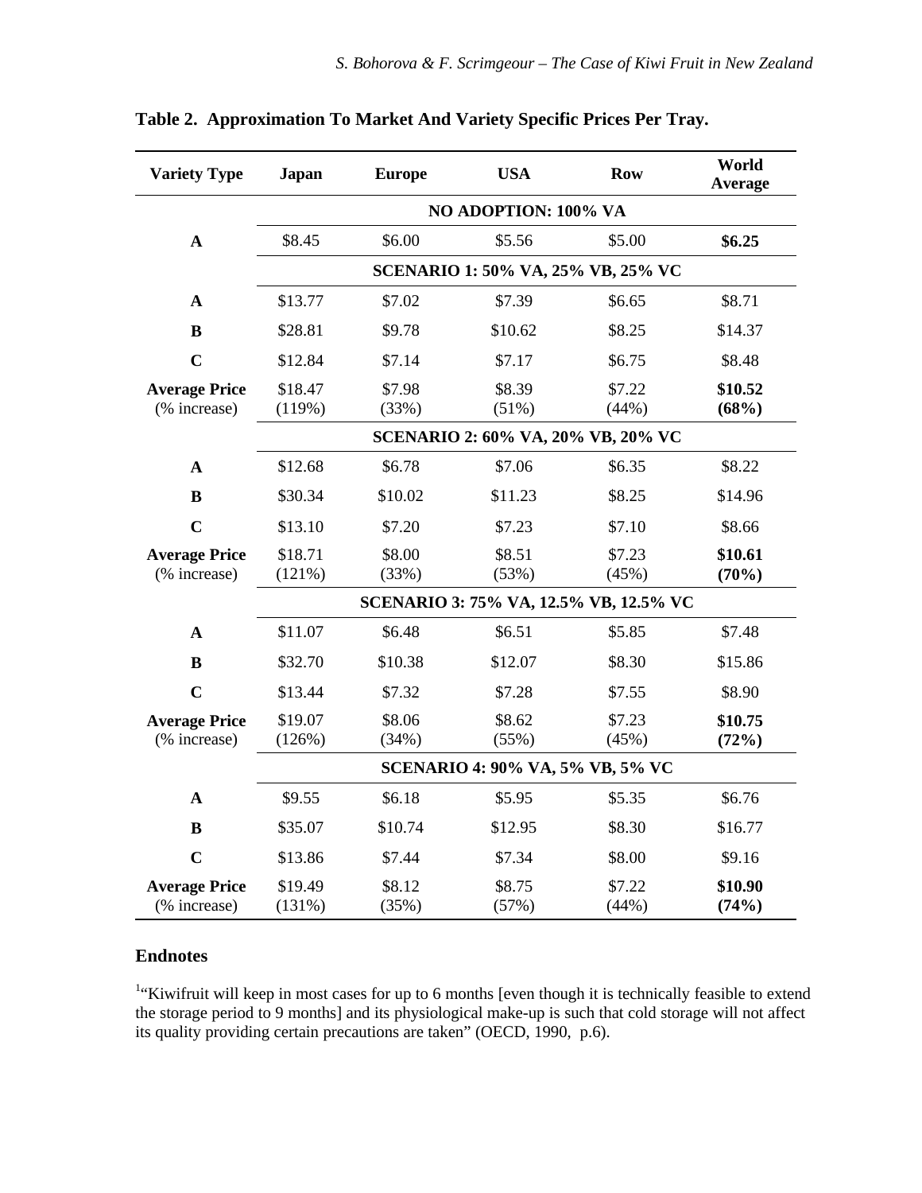**Table 2. Approximation To Market And Variety Specific Prices Per Tray.**

| Variety Type | Japan | Europe | USA | Row | World Average |
|---|---|---|---|---|---|
| | **NO ADOPTION: 100% VA** | | | | |
| **A** | $8.45 | $6.00 | $5.56 | $5.00 | **$6.25** |
| | **SCENARIO 1: 50% VA, 25% VB, 25% VC** | | | | |
| **A** | $13.77 | $7.02 | $7.39 | $6.65 | $8.71 |
| **B** | $28.81 | $9.78 | $10.62 | $8.25 | $14.37 |
| **C** | $12.84 | $7.14 | $7.17 | $6.75 | $8.48 |
| **Average Price** (% increase) | $18.47 (119%) | $7.98 (33%) | $8.39 (51%) | $7.22 (44%) | **$10.52 (68%)** |
| | **SCENARIO 2: 60% VA, 20% VB, 20% VC** | | | | |
| **A** | $12.68 | $6.78 | $7.06 | $6.35 | $8.22 |
| **B** | $30.34 | $10.02 | $11.23 | $8.25 | $14.96 |
| **C** | $13.10 | $7.20 | $7.23 | $7.10 | $8.66 |
| **Average Price** (% increase) | $18.71 (121%) | $8.00 (33%) | $8.51 (53%) | $7.23 (45%) | **$10.61 (70%)** |
| | **SCENARIO 3: 75% VA, 12.5% VB, 12.5% VC** | | | | |
| **A** | $11.07 | $6.48 | $6.51 | $5.85 | $7.48 |
| **B** | $32.70 | $10.38 | $12.07 | $8.30 | $15.86 |
| **C** | $13.44 | $7.32 | $7.28 | $7.55 | $8.90 |
| **Average Price** (% increase) | $19.07 (126%) | $8.06 (34%) | $8.62 (55%) | $7.23 (45%) | **$10.75 (72%)** |
| | **SCENARIO 4: 90% VA, 5% VB, 5% VC** | | | | |
| **A** | $9.55 | $6.18 | $5.95 | $5.35 | $6.76 |
| **B** | $35.07 | $10.74 | $12.95 | $8.30 | $16.77 |
| **C** | $13.86 | $7.44 | $7.34 | $8.00 | $9.16 |
| **Average Price** (% increase) | $19.49 (131%) | $8.12 (35%) | $8.75 (57%) | $7.22 (44%) | **$10.90 (74%)** |

## Endnotes

[1]"Kiwifruit will keep in most cases for up to 6 months [even though it is technically feasible to extend the storage period to 9 months] and its physiological make-up is such that cold storage will not affect its quality providing certain precautions are taken" (OECD, 1990, p.6).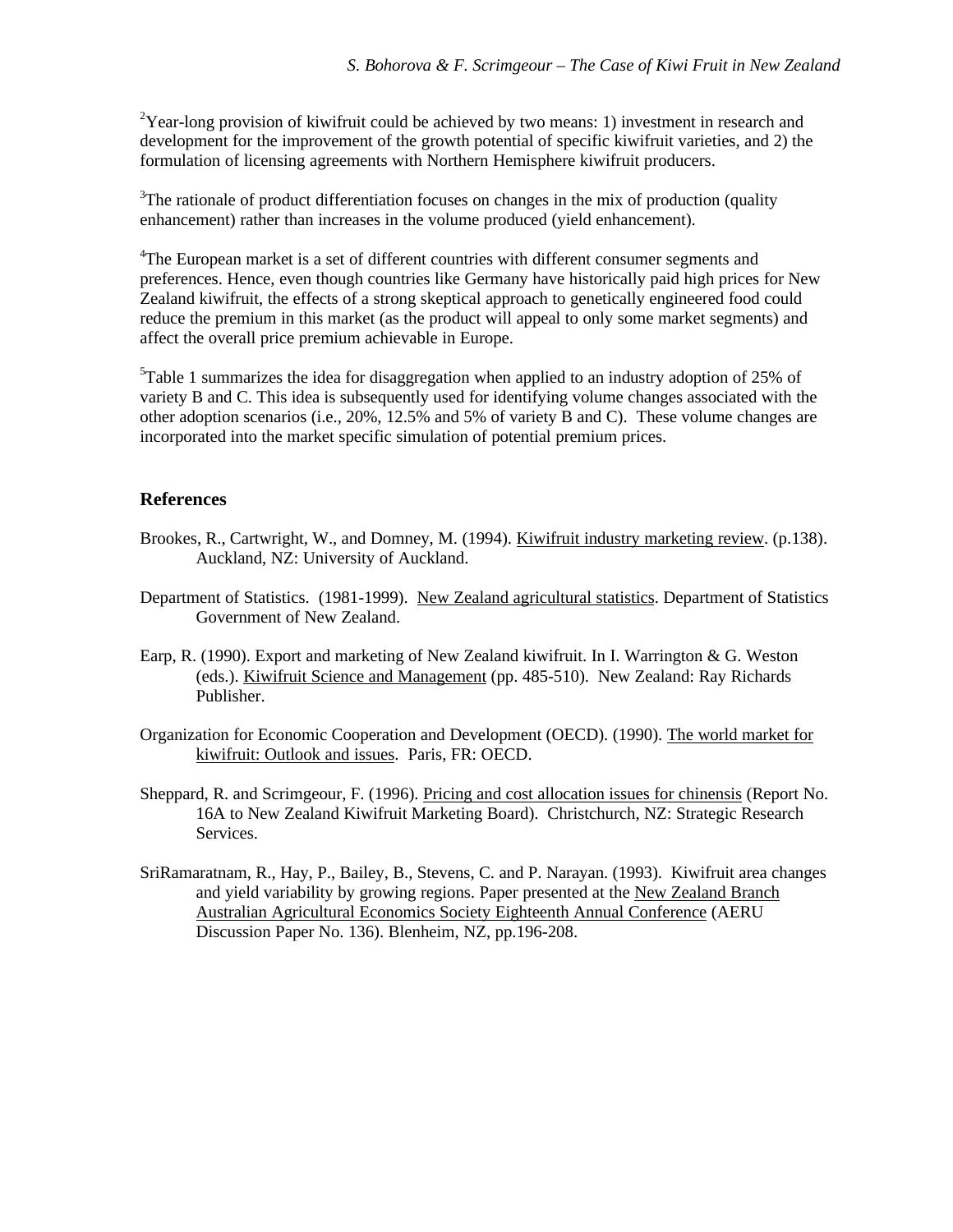[2]Year-long provision of kiwifruit could be achieved by two means: 1) investment in research and development for the improvement of the growth potential of specific kiwifruit varieties, and 2) the formulation of licensing agreements with Northern Hemisphere kiwifruit producers.

[3]The rationale of product differentiation focuses on changes in the mix of production (quality enhancement) rather than increases in the volume produced (yield enhancement).

[4]The European market is a set of different countries with different consumer segments and preferences. Hence, even though countries like Germany have historically paid high prices for New Zealand kiwifruit, the effects of a strong skeptical approach to genetically engineered food could reduce the premium in this market (as the product will appeal to only some market segments) and affect the overall price premium achievable in Europe.

[5]Table 1 summarizes the idea for disaggregation when applied to an industry adoption of 25% of variety B and C. This idea is subsequently used for identifying volume changes associated with the other adoption scenarios (i.e., 20%, 12.5% and 5% of variety B and C). These volume changes are incorporated into the market specific simulation of potential premium prices.

## References

Brookes, R., Cartwright, W., and Domney, M. (1994). Kiwifruit industry marketing review. (p.138). Auckland, NZ: University of Auckland.

Department of Statistics. (1981-1999). New Zealand agricultural statistics. Department of Statistics Government of New Zealand.

Earp, R. (1990). Export and marketing of New Zealand kiwifruit. In I. Warrington & G. Weston (eds.). Kiwifruit Science and Management (pp. 485-510). New Zealand: Ray Richards Publisher.

Organization for Economic Cooperation and Development (OECD). (1990). The world market for kiwifruit: Outlook and issues. Paris, FR: OECD.

Sheppard, R. and Scrimgeour, F. (1996). Pricing and cost allocation issues for chinensis (Report No. 16A to New Zealand Kiwifruit Marketing Board). Christchurch, NZ: Strategic Research Services.

SriRamaratnam, R., Hay, P., Bailey, B., Stevens, C. and P. Narayan. (1993). Kiwifruit area changes and yield variability by growing regions. Paper presented at the New Zealand Branch Australian Agricultural Economics Society Eighteenth Annual Conference (AERU Discussion Paper No. 136). Blenheim, NZ, pp.196-208.